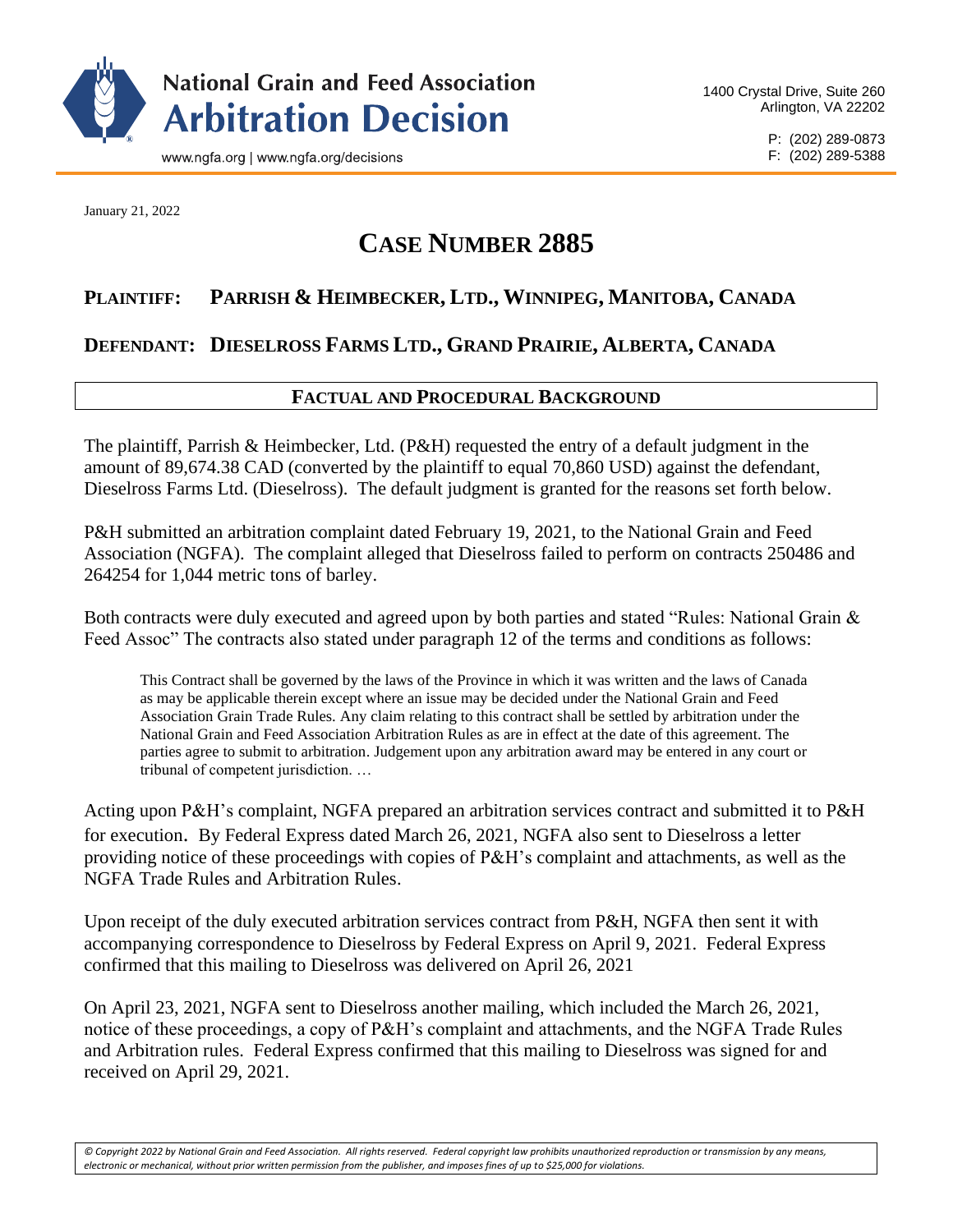# National Grain and Feed Association Arbitration Decision

www.ngfa.org | www.ngfa.org/decisions

1400 Crystal Drive, Suite 260
Arlington, VA 22202

P: (202) 289-0873
F: (202) 289-5388

January 21, 2022

## CASE NUMBER 2885

**PLAINTIFF: PARRISH & HEIMBECKER, LTD., WINNIPEG, MANITOBA, CANADA**

**DEFENDANT: DIESELROSS FARMS LTD., GRAND PRAIRIE, ALBERTA, CANADA**

### FACTUAL AND PROCEDURAL BACKGROUND

The plaintiff, Parrish & Heimbecker, Ltd. (P&H) requested the entry of a default judgment in the amount of 89,674.38 CAD (converted by the plaintiff to equal 70,860 USD) against the defendant, Dieselross Farms Ltd. (Dieselross). The default judgment is granted for the reasons set forth below.

P&H submitted an arbitration complaint dated February 19, 2021, to the National Grain and Feed Association (NGFA). The complaint alleged that Dieselross failed to perform on contracts 250486 and 264254 for 1,044 metric tons of barley.

Both contracts were duly executed and agreed upon by both parties and stated "Rules: National Grain & Feed Assoc" The contracts also stated under paragraph 12 of the terms and conditions as follows:

> This Contract shall be governed by the laws of the Province in which it was written and the laws of Canada as may be applicable therein except where an issue may be decided under the National Grain and Feed Association Grain Trade Rules. Any claim relating to this contract shall be settled by arbitration under the National Grain and Feed Association Arbitration Rules as are in effect at the date of this agreement. The parties agree to submit to arbitration. Judgement upon any arbitration award may be entered in any court or tribunal of competent jurisdiction. …

Acting upon P&H's complaint, NGFA prepared an arbitration services contract and submitted it to P&H for execution. By Federal Express dated March 26, 2021, NGFA also sent to Dieselross a letter providing notice of these proceedings with copies of P&H's complaint and attachments, as well as the NGFA Trade Rules and Arbitration Rules.

Upon receipt of the duly executed arbitration services contract from P&H, NGFA then sent it with accompanying correspondence to Dieselross by Federal Express on April 9, 2021. Federal Express confirmed that this mailing to Dieselross was delivered on April 26, 2021

On April 23, 2021, NGFA sent to Dieselross another mailing, which included the March 26, 2021, notice of these proceedings, a copy of P&H's complaint and attachments, and the NGFA Trade Rules and Arbitration rules. Federal Express confirmed that this mailing to Dieselross was signed for and received on April 29, 2021.

*© Copyright 2022 by National Grain and Feed Association. All rights reserved. Federal copyright law prohibits unauthorized reproduction or transmission by any means, electronic or mechanical, without prior written permission from the publisher, and imposes fines of up to $25,000 for violations.*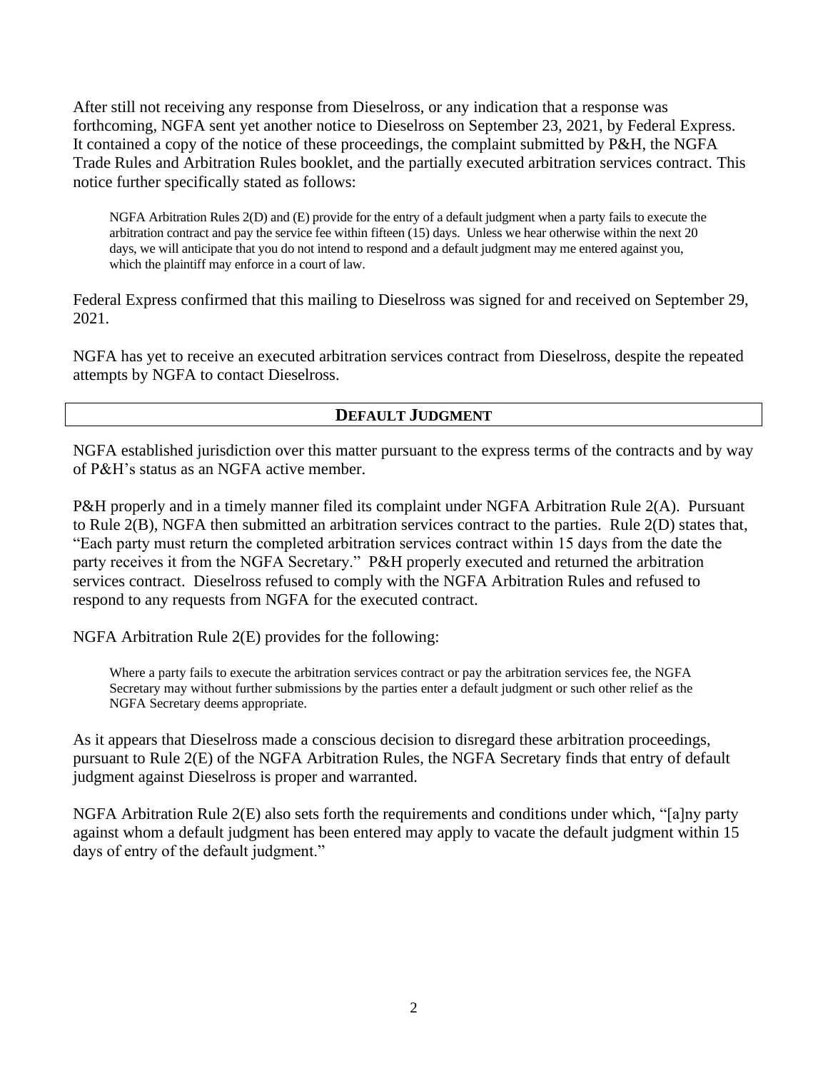After still not receiving any response from Dieselross, or any indication that a response was forthcoming, NGFA sent yet another notice to Dieselross on September 23, 2021, by Federal Express. It contained a copy of the notice of these proceedings, the complaint submitted by P&H, the NGFA Trade Rules and Arbitration Rules booklet, and the partially executed arbitration services contract. This notice further specifically stated as follows:

> NGFA Arbitration Rules 2(D) and (E) provide for the entry of a default judgment when a party fails to execute the arbitration contract and pay the service fee within fifteen (15) days. Unless we hear otherwise within the next 20 days, we will anticipate that you do not intend to respond and a default judgment may me entered against you, which the plaintiff may enforce in a court of law.

Federal Express confirmed that this mailing to Dieselross was signed for and received on September 29, 2021.

NGFA has yet to receive an executed arbitration services contract from Dieselross, despite the repeated attempts by NGFA to contact Dieselross.

## DEFAULT JUDGMENT

NGFA established jurisdiction over this matter pursuant to the express terms of the contracts and by way of P&H's status as an NGFA active member.

P&H properly and in a timely manner filed its complaint under NGFA Arbitration Rule 2(A). Pursuant to Rule 2(B), NGFA then submitted an arbitration services contract to the parties. Rule 2(D) states that, "Each party must return the completed arbitration services contract within 15 days from the date the party receives it from the NGFA Secretary." P&H properly executed and returned the arbitration services contract. Dieselross refused to comply with the NGFA Arbitration Rules and refused to respond to any requests from NGFA for the executed contract.

NGFA Arbitration Rule 2(E) provides for the following:

> Where a party fails to execute the arbitration services contract or pay the arbitration services fee, the NGFA Secretary may without further submissions by the parties enter a default judgment or such other relief as the NGFA Secretary deems appropriate.

As it appears that Dieselross made a conscious decision to disregard these arbitration proceedings, pursuant to Rule 2(E) of the NGFA Arbitration Rules, the NGFA Secretary finds that entry of default judgment against Dieselross is proper and warranted.

NGFA Arbitration Rule 2(E) also sets forth the requirements and conditions under which, "[a]ny party against whom a default judgment has been entered may apply to vacate the default judgment within 15 days of entry of the default judgment."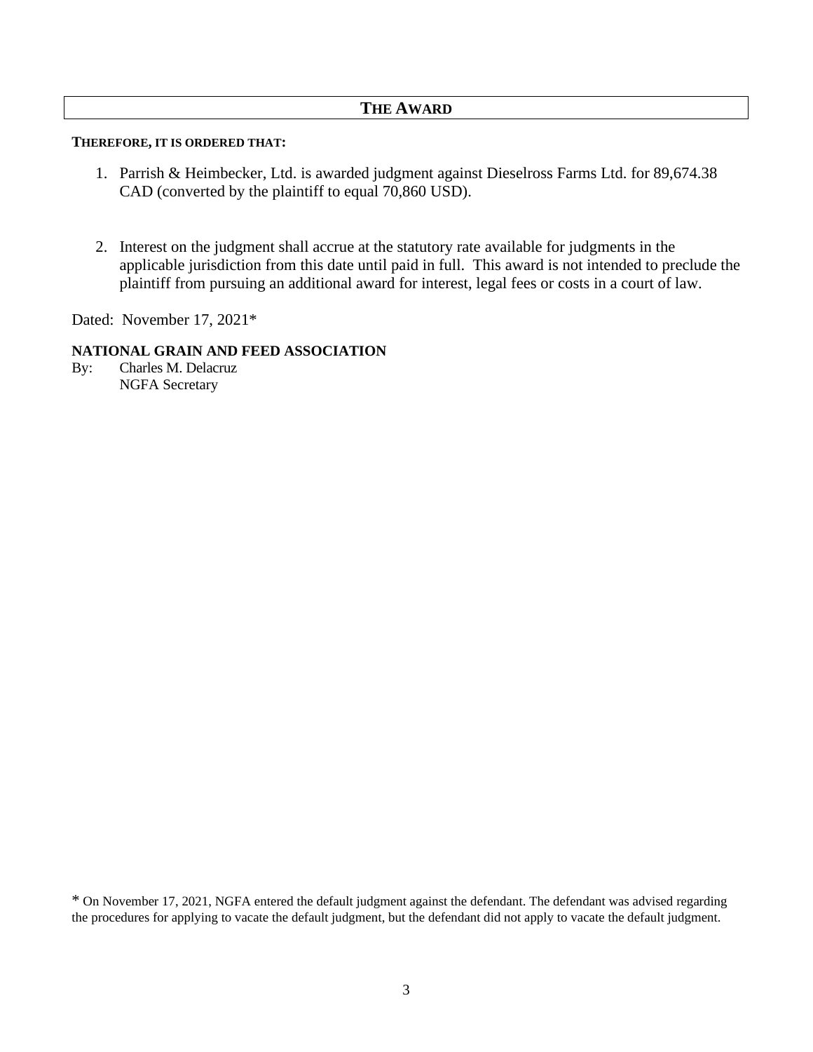## THE AWARD

**THEREFORE, IT IS ORDERED THAT:**

1. Parrish & Heimbecker, Ltd. is awarded judgment against Dieselross Farms Ltd. for 89,674.38 CAD (converted by the plaintiff to equal 70,860 USD).

2. Interest on the judgment shall accrue at the statutory rate available for judgments in the applicable jurisdiction from this date until paid in full. This award is not intended to preclude the plaintiff from pursuing an additional award for interest, legal fees or costs in a court of law.

Dated: November 17, 2021*

**NATIONAL GRAIN AND FEED ASSOCIATION**
By: Charles M. Delacruz
NGFA Secretary

\* On November 17, 2021, NGFA entered the default judgment against the defendant. The defendant was advised regarding the procedures for applying to vacate the default judgment, but the defendant did not apply to vacate the default judgment.